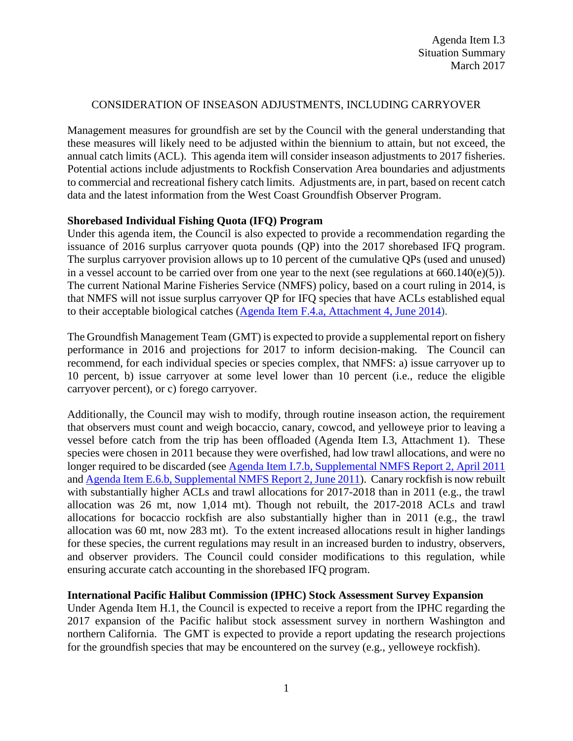Agenda Item I.3
Situation Summary
March 2017

# CONSIDERATION OF INSEASON ADJUSTMENTS, INCLUDING CARRYOVER

Management measures for groundfish are set by the Council with the general understanding that these measures will likely need to be adjusted within the biennium to attain, but not exceed, the annual catch limits (ACL). This agenda item will consider inseason adjustments to 2017 fisheries. Potential actions include adjustments to Rockfish Conservation Area boundaries and adjustments to commercial and recreational fishery catch limits. Adjustments are, in part, based on recent catch data and the latest information from the West Coast Groundfish Observer Program.

**Shorebased Individual Fishing Quota (IFQ) Program**

Under this agenda item, the Council is also expected to provide a recommendation regarding the issuance of 2016 surplus carryover quota pounds (QP) into the 2017 shorebased IFQ program. The surplus carryover provision allows up to 10 percent of the cumulative QPs (used and unused) in a vessel account to be carried over from one year to the next (see regulations at 660.140(e)(5)). The current National Marine Fisheries Service (NMFS) policy, based on a court ruling in 2014, is that NMFS will not issue surplus carryover QP for IFQ species that have ACLs established equal to their acceptable biological catches (Agenda Item F.4.a, Attachment 4, June 2014).

The Groundfish Management Team (GMT) is expected to provide a supplemental report on fishery performance in 2016 and projections for 2017 to inform decision-making. The Council can recommend, for each individual species or species complex, that NMFS: a) issue carryover up to 10 percent, b) issue carryover at some level lower than 10 percent (i.e., reduce the eligible carryover percent), or c) forego carryover.

Additionally, the Council may wish to modify, through routine inseason action, the requirement that observers must count and weigh bocaccio, canary, cowcod, and yelloweye prior to leaving a vessel before catch from the trip has been offloaded (Agenda Item I.3, Attachment 1). These species were chosen in 2011 because they were overfished, had low trawl allocations, and were no longer required to be discarded (see Agenda Item I.7.b, Supplemental NMFS Report 2, April 2011 and Agenda Item E.6.b, Supplemental NMFS Report 2, June 2011). Canary rockfish is now rebuilt with substantially higher ACLs and trawl allocations for 2017-2018 than in 2011 (e.g., the trawl allocation was 26 mt, now 1,014 mt). Though not rebuilt, the 2017-2018 ACLs and trawl allocations for bocaccio rockfish are also substantially higher than in 2011 (e.g., the trawl allocation was 60 mt, now 283 mt). To the extent increased allocations result in higher landings for these species, the current regulations may result in an increased burden to industry, observers, and observer providers. The Council could consider modifications to this regulation, while ensuring accurate catch accounting in the shorebased IFQ program.

**International Pacific Halibut Commission (IPHC) Stock Assessment Survey Expansion**

Under Agenda Item H.1, the Council is expected to receive a report from the IPHC regarding the 2017 expansion of the Pacific halibut stock assessment survey in northern Washington and northern California. The GMT is expected to provide a report updating the research projections for the groundfish species that may be encountered on the survey (e.g., yelloweye rockfish).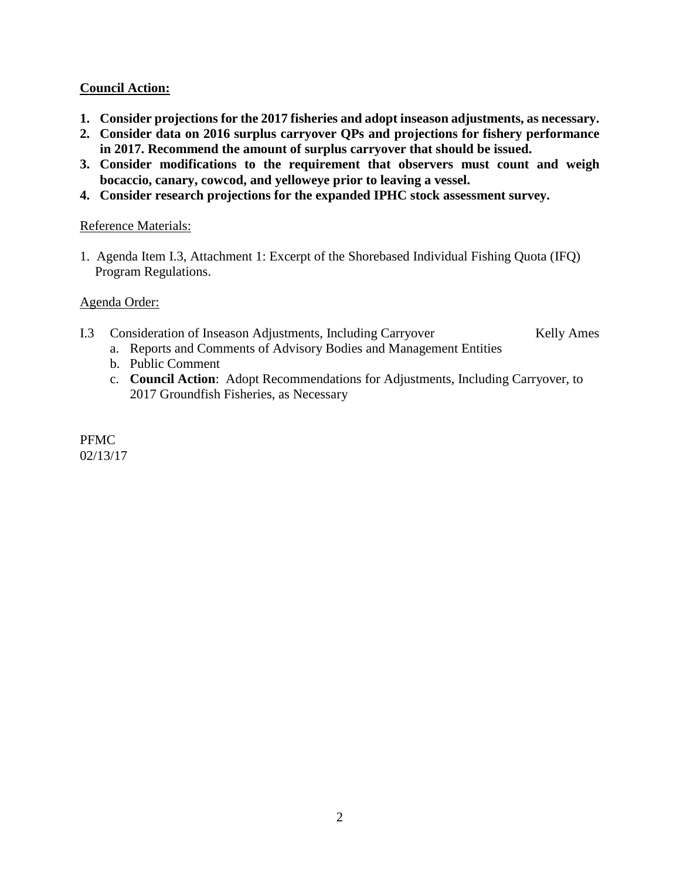**Council Action:**

1. **Consider projections for the 2017 fisheries and adopt inseason adjustments, as necessary.**
2. **Consider data on 2016 surplus carryover QPs and projections for fishery performance in 2017. Recommend the amount of surplus carryover that should be issued.**
3. **Consider modifications to the requirement that observers must count and weigh bocaccio, canary, cowcod, and yelloweye prior to leaving a vessel.**
4. **Consider research projections for the expanded IPHC stock assessment survey.**

Reference Materials:

1. Agenda Item I.3, Attachment 1: Excerpt of the Shorebased Individual Fishing Quota (IFQ) Program Regulations.

Agenda Order:

I.3 Consideration of Inseason Adjustments, Including Carryover — Kelly Ames

   a. Reports and Comments of Advisory Bodies and Management Entities
   b. Public Comment
   c. **Council Action**: Adopt Recommendations for Adjustments, Including Carryover, to 2017 Groundfish Fisheries, as Necessary

PFMC
02/13/17